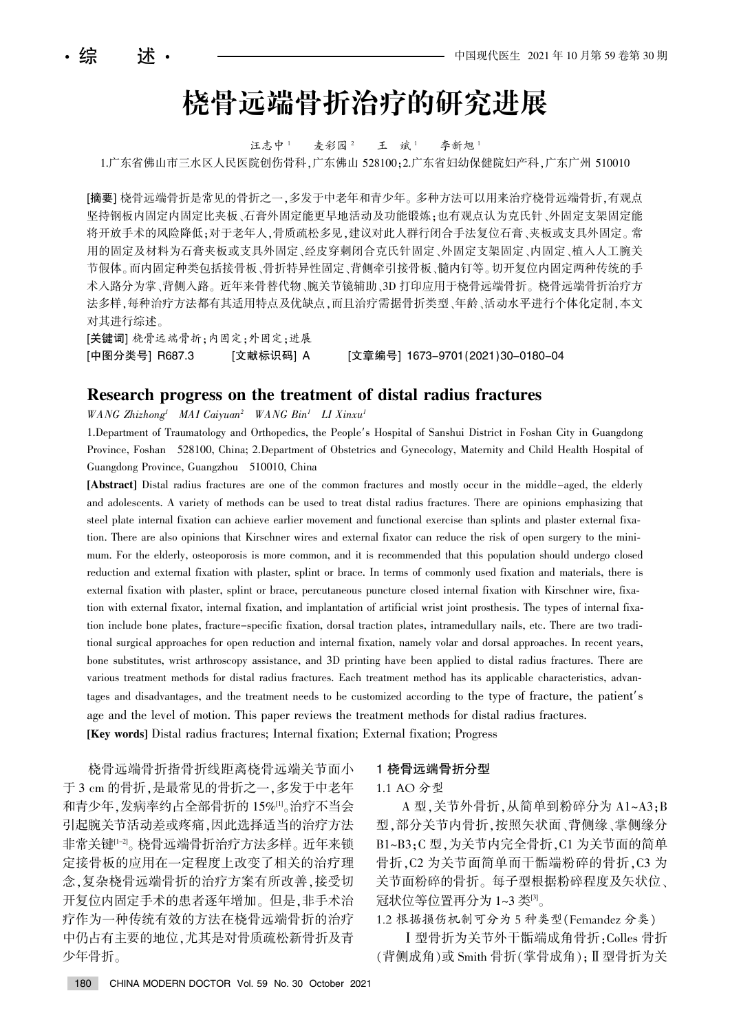·综 述·

# 桡骨远端骨折治疗的研究进展

汪志中[1] 麦彩园[2] 王 斌[1] 李新旭[1]

1.广东省佛山市三水区人民医院创伤骨科，广东佛山 528100；2.广东省妇幼保健院妇产科，广东广州 510010

**[摘要]** 桡骨远端骨折是常见的骨折之一，多发于中老年和青少年。多种方法可以用来治疗桡骨远端骨折，有观点坚持钢板内固定内固定比夹板、石膏外固定能更早地活动及功能锻炼；也有观点认为克氏针、外固定支架固定能将开放手术的风险降低；对于老年人，骨质疏松多见，建议对此人群行闭合手法复位石膏、夹板或支具外固定。常用的固定及材料为石膏夹板或支具外固定、经皮穿刺闭合克氏针固定、外固定支架固定、内固定、植入人工腕关节假体。而内固定种类包括接骨板、骨折特异性固定、背侧牵引接骨板、髓内钉等。切开复位内固定两种传统的手术入路分为掌、背侧入路。近年来骨替代物、腕关节镜辅助、3D 打印应用于桡骨远端骨折。桡骨远端骨折治疗方法多样，每种治疗方法都有其适用特点及优缺点，而且治疗需据骨折类型、年龄、活动水平进行个体化定制，本文对其进行综述。

**[关键词]** 桡骨远端骨折；内固定；外固定；进展

**[中图分类号]** R687.3 **[文献标识码]** A **[文章编号]** 1673-9701(2021)30-0180-04

## Research progress on the treatment of distal radius fractures

*WANG Zhizhong[1] MAI Caiyuan[2] WANG Bin[1] LI Xinxu[1]*

1.Department of Traumatology and Orthopedics, the People's Hospital of Sanshui District in Foshan City in Guangdong Province, Foshan 528100, China; 2.Department of Obstetrics and Gynecology, Maternity and Child Health Hospital of Guangdong Province, Guangzhou 510010, China

**[Abstract]** Distal radius fractures are one of the common fractures and mostly occur in the middle-aged, the elderly and adolescents. A variety of methods can be used to treat distal radius fractures. There are opinions emphasizing that steel plate internal fixation can achieve earlier movement and functional exercise than splints and plaster external fixation. There are also opinions that Kirschner wires and external fixator can reduce the risk of open surgery to the minimum. For the elderly, osteoporosis is more common, and it is recommended that this population should undergo closed reduction and external fixation with plaster, splint or brace. In terms of commonly used fixation and materials, there is external fixation with plaster, splint or brace, percutaneous puncture closed internal fixation with Kirschner wire, fixation with external fixator, internal fixation, and implantation of artificial wrist joint prosthesis. The types of internal fixation include bone plates, fracture-specific fixation, dorsal traction plates, intramedullary nails, etc. There are two traditional surgical approaches for open reduction and internal fixation, namely volar and dorsal approaches. In recent years, bone substitutes, wrist arthroscopy assistance, and 3D printing have been applied to distal radius fractures. There are various treatment methods for distal radius fractures. Each treatment method has its applicable characteristics, advantages and disadvantages, and the treatment needs to be customized according to the type of fracture, the patient's age and the level of motion. This paper reviews the treatment methods for distal radius fractures.

**[Key words]** Distal radius fractures; Internal fixation; External fixation; Progress

桡骨远端骨折指骨折线距离桡骨远端关节面小于 3 cm 的骨折，是最常见的骨折之一，多发于中老年和青少年，发病率约占全部骨折的 15%[1]。治疗不当会引起腕关节活动差或疼痛，因此选择适当的治疗方法非常关键[1-2]。桡骨远端骨折治疗方法多样。近年来锁定接骨板的应用在一定程度上改变了相关的治疗理念，复杂桡骨远端骨折的治疗方案有所改善，接受切开复位内固定手术的患者逐年增加。但是，非手术治疗作为一种传统有效的方法在桡骨远端骨折的治疗中仍占有主要的地位，尤其是对骨质疏松新骨折及青少年骨折。

## 1 桡骨远端骨折分型

### 1.1 AO 分型

A 型，关节外骨折，从简单到粉碎分为 A1~A3；B 型，部分关节内骨折，按照矢状面、背侧缘、掌侧缘分 B1~B3；C 型，为关节内完全骨折，C1 为关节面的简单骨折，C2 为关节面简单而干骺端粉碎的骨折，C3 为关节面粉碎的骨折。每子型根据粉碎程度及矢状位、冠状位等位置再分为 1~3 类[3]。

### 1.2 根据损伤机制可分为 5 种类型(Femandez 分类)

Ⅰ型骨折为关节外干骺端成角骨折：Colles 骨折(背侧成角)或 Smith 骨折(掌骨成角)；Ⅱ型骨折为关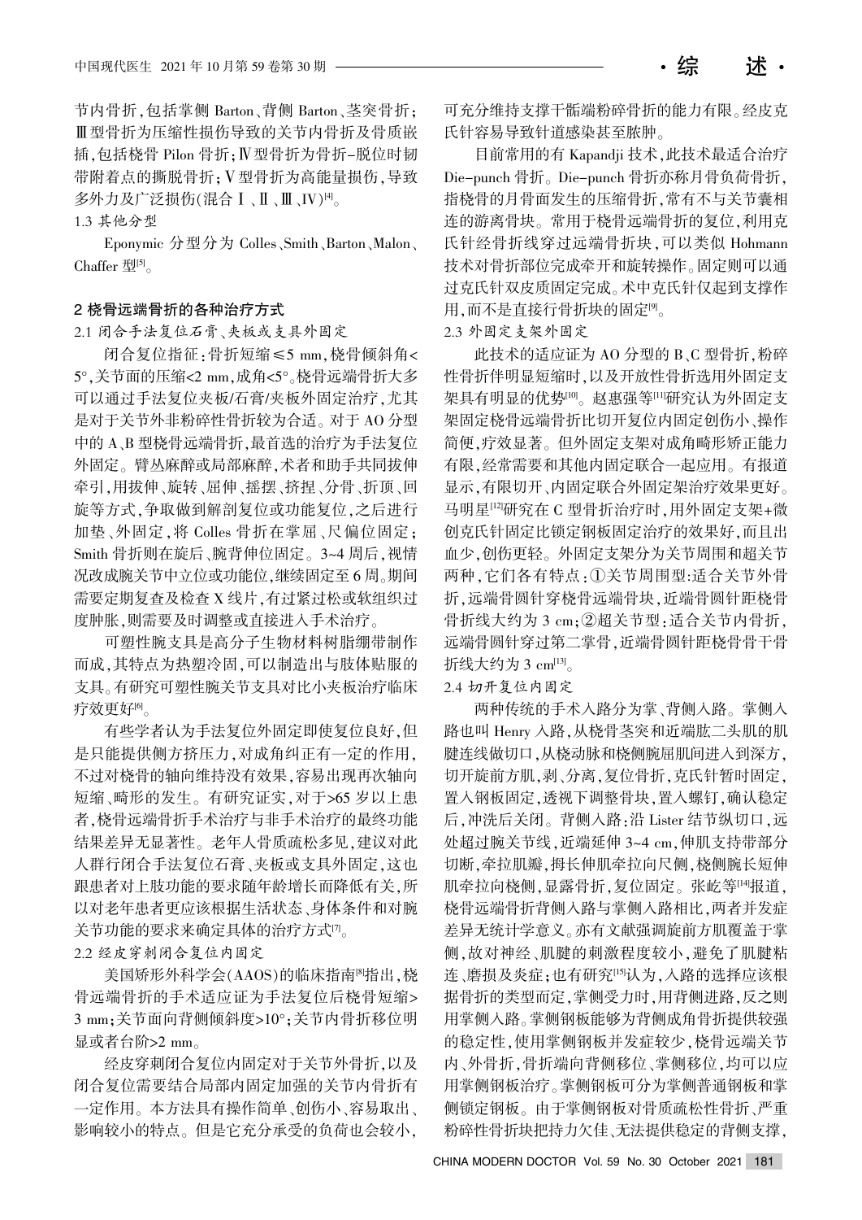节内骨折，包括掌侧 Barton、背侧 Barton、茎突骨折；Ⅲ型骨折为压缩性损伤导致的关节内骨折及骨质嵌插，包括桡骨 Pilon 骨折；Ⅳ型骨折为骨折-脱位时韧带附着点的撕脱骨折；Ⅴ型骨折为高能量损伤，导致多外力及广泛损伤(混合Ⅰ、Ⅱ、Ⅲ、Ⅳ)[4]。

### 1.3 其他分型

Eponymic 分型分为 Colles、Smith、Barton、Malon、Chaffer 型[5]。

## 2 桡骨远端骨折的各种治疗方式

### 2.1 闭合手法复位石膏、夹板或支具外固定

闭合复位指征：骨折短缩≤5 mm，桡骨倾斜角<5°，关节面的压缩<2 mm，成角<5°。桡骨远端骨折大多可以通过手法复位夹板/石膏/夹板外固定治疗，尤其是对于关节外非粉碎性骨折较为合适。对于 AO 分型中的 A、B 型桡骨远端骨折，最首选的治疗为手法复位外固定。臂丛麻醉或局部麻醉，术者和助手共同拔伸牵引，用拔伸、旋转、屈伸、摇摆、挤捏、分骨、折顶、回旋等方式，争取做到解剖复位或功能复位，之后进行加垫、外固定，将 Colles 骨折在掌屈、尺偏位固定；Smith 骨折则在旋后、腕背伸位固定。3~4 周后，视情况改成腕关节中立位或功能位，继续固定至 6 周。期间需要定期复查及检查 X 线片，有过紧过松或软组织过度肿胀，则需要及时调整或直接进入手术治疗。

可塑性腕支具是高分子生物材料树脂绷带制作而成，其特点为热塑冷固，可以制造出与肢体贴服的支具。有研究可塑性腕关节支具对比小夹板治疗临床疗效更好[6]。

有些学者认为手法复位外固定即使复位良好，但是只能提供侧方挤压力，对成角纠正有一定的作用，不过对桡骨的轴向维持没有效果，容易出现再次轴向短缩、畸形的发生。有研究证实，对于>65 岁以上患者，桡骨远端骨折手术治疗与非手术治疗的最终功能结果差异无显著性。老年人骨质疏松多见，建议对此人群行闭合手法复位石膏、夹板或支具外固定，这也跟患者对上肢功能的要求随年龄增长而降低有关，所以对老年患者更应该根据生活状态、身体条件和对腕关节功能的要求来确定具体的治疗方式[7]。

### 2.2 经皮穿刺闭合复位内固定

美国矫形外科学会(AAOS)的临床指南[8]指出，桡骨远端骨折的手术适应证为手法复位后桡骨短缩>3 mm；关节面向背侧倾斜度>10°；关节内骨折移位明显或者台阶>2 mm。

经皮穿刺闭合复位内固定对于关节外骨折，以及闭合复位需要结合局部内固定加强的关节内骨折有一定作用。本方法具有操作简单、创伤小、容易取出、影响较小的特点。但是它充分承受的负荷也会较小，可充分维持支撑干骺端粉碎骨折的能力有限。经皮克氏针容易导致针道感染甚至脓肿。

目前常用的有 Kapandji 技术，此技术最适合治疗 Die-punch 骨折。Die-punch 骨折亦称月骨负荷骨折，指桡骨的月骨面发生的压缩骨折，常有不与关节囊相连的游离骨块。常用于桡骨远端骨折的复位，利用克氏针经骨折线穿过远端骨折块，可以类似 Hohmann 技术对骨折部位完成牵开和旋转操作。固定则可以通过克氏针双皮质固定完成。术中克氏针仅起到支撑作用，而不是直接行骨折块的固定[9]。

### 2.3 外固定支架外固定

此技术的适应证为 AO 分型的 B、C 型骨折，粉碎性骨折伴明显短缩时，以及开放性骨折选用外固定支架具有明显的优势[10]。赵惠强等[11]研究认为外固定支架固定桡骨远端骨折比切开复位内固定创伤小、操作简便，疗效显著。但外固定支架对成角畸形矫正能力有限，经常需要和其他内固定联合一起应用。有报道显示，有限切开、内固定联合外固定架治疗效果更好。马明星[12]研究在 C 型骨折治疗时，用外固定支架+微创克氏针固定比锁定钢板固定治疗的效果好，而且出血少，创伤更轻。外固定支架分为关节周围和超关节两种，它们各有特点：①关节周围型：适合关节外骨折，远端骨圆针穿桡骨远端骨块，近端骨圆针距桡骨骨折线大约为 3 cm；②超关节型：适合关节内骨折，远端骨圆针穿过第二掌骨，近端骨圆针距桡骨骨干骨折线大约为 3 cm[13]。

### 2.4 切开复位内固定

两种传统的手术入路分为掌、背侧入路。掌侧入路也叫 Henry 入路，从桡骨茎突和近端肱二头肌的肌腱连线做切口，从桡动脉和桡侧腕屈肌间进入到深方，切开旋前方肌，剥、分离，复位骨折，克氏针暂时固定，置入钢板固定，透视下调整骨块，置入螺钉，确认稳定后，冲洗后关闭。背侧入路：沿 Lister 结节纵切口，远处超过腕关节线，近端延伸 3~4 cm，伸肌支持带部分切断，牵拉肌瓣，拇长伸肌牵拉向尺侧，桡侧腕长短伸肌牵拉向桡侧，显露骨折，复位固定。张屹等[14]报道，桡骨远端骨折背侧入路与掌侧入路相比，两者并发症差异无统计学意义。亦有文献强调旋前方肌覆盖于掌侧，故对神经、肌腱的刺激程度较小，避免了肌腱粘连、磨损及炎症；也有研究[15]认为，入路的选择应该根据骨折的类型而定，掌侧受力时，用背侧进路，反之则用掌侧入路。掌侧钢板能够为背侧成角骨折提供较强的稳定性，使用掌侧钢板并发症较少，桡骨远端关节内、外骨折，骨折端向背侧移位、掌侧移位，均可以应用掌侧钢板治疗。掌侧钢板可分为掌侧普通钢板和掌侧锁定钢板。由于掌侧钢板对骨质疏松性骨折、严重粉碎性骨折块把持力欠佳、无法提供稳定的背侧支撑，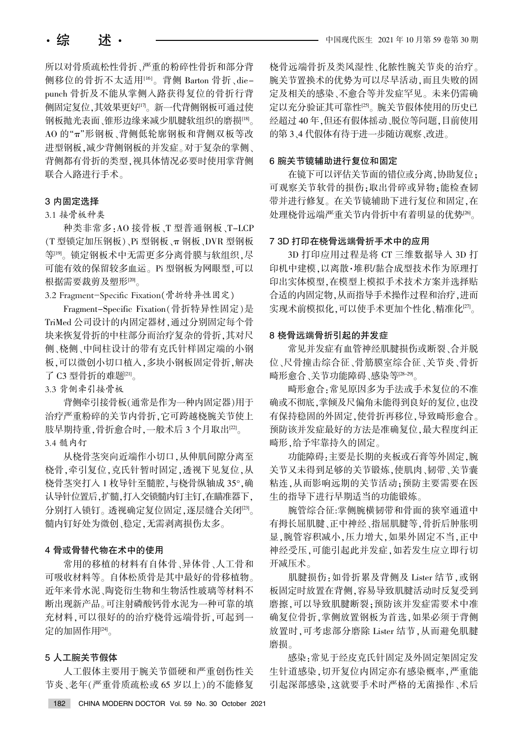所以对骨质疏松性骨折、严重的粉碎性骨折和部分背侧移位的骨折不太适用[16]。背侧 Barton 骨折、die-punch 骨折及不能从掌侧入路获得复位的骨折行背侧固定复位,其效果更好[17]。新一代背侧钢板可通过使钢板抛光表面、锥形边缘来减少肌腱软组织的磨损[18]。AO 的"π"形钢板、背侧低轮廓钢板和背侧双板等改进型钢板,减少背侧钢板的并发症。对于复杂的掌侧、背侧都有骨折的类型,视具体情况必要时使用掌背侧联合入路进行手术。

## 3 内固定选择

### 3.1 接骨板种类

种类非常多:AO 接骨板、T 型普通钢板、T-LCP(T 型锁定加压钢板)、Pi 型钢板、π 钢板、DVR 型钢板等[19]。锁定钢板术中无需更多分离骨膜与软组织,尽可能有效的保留较多血运。Pi 型钢板为两眼型,可以根据需要裁剪及塑形[20]。

### 3.2 Fragment-Specific Fixation(骨折特异性固定)

Fragment-Specific Fixation(骨折特异性固定)是 TriMed 公司设计的内固定器材,通过分别固定每个骨块来恢复骨折的中柱部分而治疗复杂的骨折,其对尺侧、桡侧、中间柱设计的带有克氏针样固定端的小钢板,可以微创小切口植入,多块小钢板固定骨折,解决了 C3 型骨折的难题[21]。

### 3.3 背侧牵引接骨板

背侧牵引接骨板(通常是作为一种内固定器)用于治疗严重粉碎的关节内骨折,它可跨越桡腕关节使上肢早期持重,骨折愈合时,一般术后 3 个月取出[22]。

### 3.4 髓内钉

从桡骨茎突向近端作小切口,从伸肌间隙分离至桡骨,牵引复位,克氏针暂时固定,透视下见复位,从桡骨茎突打入 1 枚导针至髓腔,与桡骨纵轴成 35°,确认导针位置后,扩髓,打入交锁髓内钉主钉,在瞄准器下,分别打入锁钉。透视确定复位固定,逐层缝合关闭[23]。髓内钉好处为微创、稳定,无需剥离损伤太多。

## 4 骨或骨替代物在术中的使用

常用的移植的材料有自体骨、异体骨、人工骨和可吸收材料等。自体松质骨是其中最好的骨移植物。近年来骨水泥、陶瓷衍生物和生物活性玻璃等材料不断出现新产品。可注射磷酸钙骨水泥为一种可靠的填充材料,可以很好的的治疗桡骨远端骨折,可起到一定的加固作用[24]。

## 5 人工腕关节假体

人工假体主要用于腕关节僵硬和严重创伤性关节炎、老年(严重骨质疏松或 65 岁以上)的不能修复桡骨远端骨折及类风湿性、化脓性腕关节炎的治疗。腕关节置换术的优势为可以尽早活动,而且失败的固定及相关的感染、不愈合等并发症罕见。未来仍需确定以充分验证其可靠性[25]。腕关节假体使用的历史已经超过 40 年,但还有假体摇动、脱位等问题,目前使用的第 3、4 代假体有待于进一步随访观察、改进。

## 6 腕关节镜辅助进行复位和固定

在镜下可以评估关节面的错位或分离,协助复位;可观察关节软骨的损伤;取出骨碎或异物;能检查韧带并进行修复。在关节镜辅助下进行复位和固定,在处理桡骨远端严重关节内骨折中有着明显的优势[26]。

## 7 3D 打印在桡骨远端骨折手术中的应用

3D 打印应用过程是将 CT 三维数据导入 3D 打印机中建模,以离散·堆积/黏合成型技术作为原理打印出实体模型,在模型上模拟手术技术方案并选择贴合适的内固定物,从而指导手术操作过程和治疗,进而实现术前模拟化,可以使手术更加个性化、精准化[27]。

## 8 桡骨远端骨折引起的并发症

常见并发症有血管神经肌腱损伤或断裂、合并脱位、尺骨撞击综合征、骨筋膜室综合征、关节炎、骨折畸形愈合、关节功能障碍、感染等[28-29]。

畸形愈合:常见原因多为手法或手术复位的不准确或不彻底,掌倾及尺偏角未能得到良好的复位,也没有保持稳固的外固定,使骨折再移位,导致畸形愈合。预防该并发症最好的方法是准确复位,最大程度纠正畸形,给予牢靠持久的固定。

功能障碍:主要是长期的夹板或石膏等外固定,腕关节又未得到足够的关节锻炼,使肌肉、韧带、关节囊粘连,从而影响远期的关节活动;预防主要需要在医生的指导下进行早期适当的功能锻炼。

腕管综合征:掌侧腕横韧带和骨面的狭窄通道中有拇长屈肌腱、正中神经、指屈肌腱等,骨折后肿胀明显,腕管容积减小,压力增大,如果外固定不当,正中神经受压,可能引起此并发症,如若发生应立即行切开减压术。

肌腱损伤:如骨折累及背侧及 Lister 结节,或钢板固定时放置在背侧,容易导致肌腱活动时反复受到磨擦,可以导致肌腱断裂;预防该并发症需要术中准确复位骨折,掌侧放置钢板为首选,如果必须于背侧放置时,可考虑部分磨除 Lister 结节,从而避免肌腱磨损。

感染:常见于经皮克氏针固定及外固定架固定发生针道感染,切开复位内固定亦有感染概率,严重能引起深部感染,这就要手术时严格的无菌操作、术后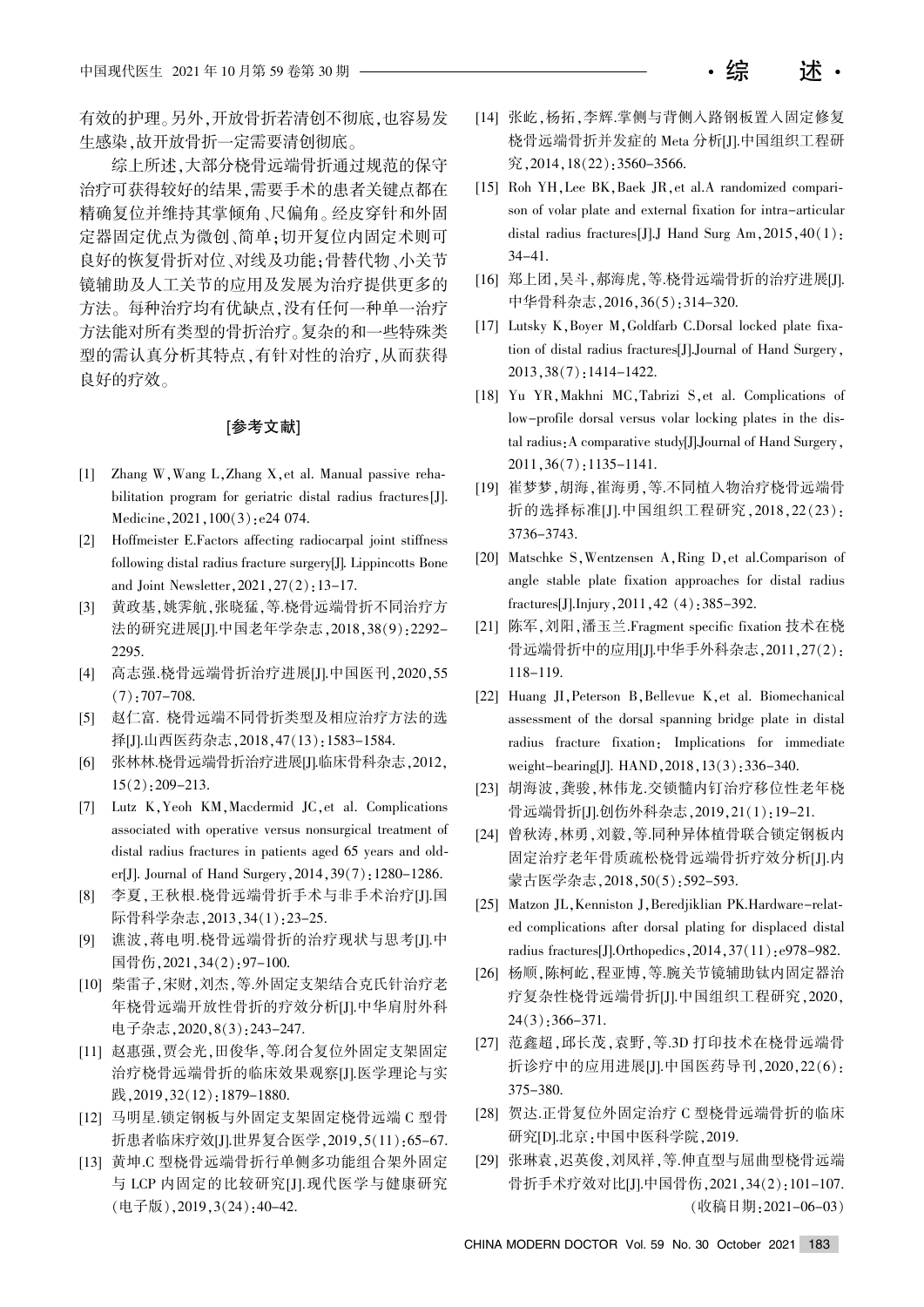有效的护理。另外,开放骨折若清创不彻底,也容易发生感染,故开放骨折一定需要清创彻底。

综上所述,大部分桡骨远端骨折通过规范的保守治疗可获得较好的结果,需要手术的患者关键点都在精确复位并维持其掌倾角、尺偏角。经皮穿针和外固定器固定优点为微创、简单;切开复位内固定术则可良好的恢复骨折对位、对线及功能;骨替代物、小关节镜辅助及人工关节的应用及发展为治疗提供更多的方法。每种治疗均有优缺点,没有任何一种单一治疗方法能对所有类型的骨折治疗。复杂的和一些特殊类型的需认真分析其特点,有针对性的治疗,从而获得良好的疗效。

## [参考文献]

[1] Zhang W,Wang L,Zhang X,et al. Manual passive rehabilitation program for geriatric distal radius fractures[J]. Medicine,2021,100(3):e24 074.

[2] Hoffmeister E.Factors affecting radiocarpal joint stiffness following distal radius fracture surgery[J]. Lippincotts Bone and Joint Newsletter,2021,27(2):13–17.

[3] 黄政基,姚霁航,张晓猛,等.桡骨远端骨折不同治疗方法的研究进展[J].中国老年学杂志,2018,38(9):2292–2295.

[4] 高志强.桡骨远端骨折治疗进展[J].中国医刊,2020,55(7):707–708.

[5] 赵仁富. 桡骨远端不同骨折类型及相应治疗方法的选择[J].山西医药杂志,2018,47(13):1583–1584.

[6] 张林林.桡骨远端骨折治疗进展[J].临床骨科杂志,2012,15(2):209–213.

[7] Lutz K,Yeoh KM,Macdermid JC,et al. Complications associated with operative versus nonsurgical treatment of distal radius fractures in patients aged 65 years and older[J]. Journal of Hand Surgery,2014,39(7):1280–1286.

[8] 李夏,王秋根.桡骨远端骨折手术与非手术治疗[J].国际骨科学杂志,2013,34(1):23–25.

[9] 谯波,蒋电明.桡骨远端骨折的治疗现状与思考[J].中国骨伤,2021,34(2):97–100.

[10] 柴雷子,宋财,刘杰,等.外固定支架结合克氏针治疗老年桡骨远端开放性骨折的疗效分析[J].中华肩肘外科电子杂志,2020,8(3):243–247.

[11] 赵惠强,贾会光,田俊华,等.闭合复位外固定支架固定治疗桡骨远端骨折的临床效果观察[J].医学理论与实践,2019,32(12):1879–1880.

[12] 马明星.锁定钢板与外固定支架固定桡骨远端 C 型骨折患者临床疗效[J].世界复合医学,2019,5(11):65–67.

[13] 黄坤.C 型桡骨远端骨折行单侧多功能组合架外固定与 LCP 内固定的比较研究[J].现代医学与健康研究(电子版),2019,3(24):40–42.

[14] 张屹,杨拓,李辉.掌侧与背侧入路钢板置入固定修复桡骨远端骨折并发症的 Meta 分析[J].中国组织工程研究,2014,18(22):3560–3566.

[15] Roh YH,Lee BK,Baek JR,et al.A randomized comparison of volar plate and external fixation for intra–articular distal radius fractures[J].J Hand Surg Am,2015,40(1):34–41.

[16] 郑上团,吴斗,郝海虎,等.桡骨远端骨折的治疗进展[J].中华骨科杂志,2016,36(5):314–320.

[17] Lutsky K,Boyer M,Goldfarb C.Dorsal locked plate fixation of distal radius fractures[J].Journal of Hand Surgery,2013,38(7):1414–1422.

[18] Yu YR,Makhni MC,Tabrizi S,et al. Complications of low–profile dorsal versus volar locking plates in the distal radius:A comparative study[J].Journal of Hand Surgery,2011,36(7):1135–1141.

[19] 崔梦梦,胡海,崔海勇,等.不同植入物治疗桡骨远端骨折的选择标准[J].中国组织工程研究,2018,22(23):3736–3743.

[20] Matschke S,Wentzensen A,Ring D,et al.Comparison of angle stable plate fixation approaches for distal radius fractures[J].Injury,2011,42 (4):385–392.

[21] 陈军,刘阳,潘玉兰.Fragment specific fixation 技术在桡骨远端骨折中的应用[J].中华手外科杂志,2011,27(2):118–119.

[22] Huang JI,Peterson B,Bellevue K,et al. Biomechanical assessment of the dorsal spanning bridge plate in distal radius fracture fixation: Implications for immediate weight–bearing[J]. HAND,2018,13(3):336–340.

[23] 胡海波,龚骏,林伟龙.交锁髓内钉治疗移位性老年桡骨远端骨折[J].创伤外科杂志,2019,21(1):19–21.

[24] 曾秋涛,林勇,刘毅,等.同种异体植骨联合锁定钢板内固定治疗老年骨质疏松桡骨远端骨折疗效分析[J].内蒙古医学杂志,2018,50(5):592–593.

[25] Matzon JL,Kenniston J,Beredjiklian PK.Hardware–related complications after dorsal plating for displaced distal radius fractures[J].Orthopedics,2014,37(11):e978–982.

[26] 杨顺,陈柯屹,程亚博,等.腕关节镜辅助钛内固定器治疗复杂性桡骨远端骨折[J].中国组织工程研究,2020,24(3):366–371.

[27] 范鑫超,邱长茂,袁野,等.3D 打印技术在桡骨远端骨折诊疗中的应用进展[J].中国医药导刊,2020,22(6):375–380.

[28] 贺达.正骨复位外固定治疗 C 型桡骨远端骨折的临床研究[D].北京:中国中医科学院,2019.

[29] 张琳袁,迟英俊,刘凤祥,等.伸直型与屈曲型桡骨远端骨折手术疗效对比[J].中国骨伤,2021,34(2):101–107.

(收稿日期:2021–06–03)